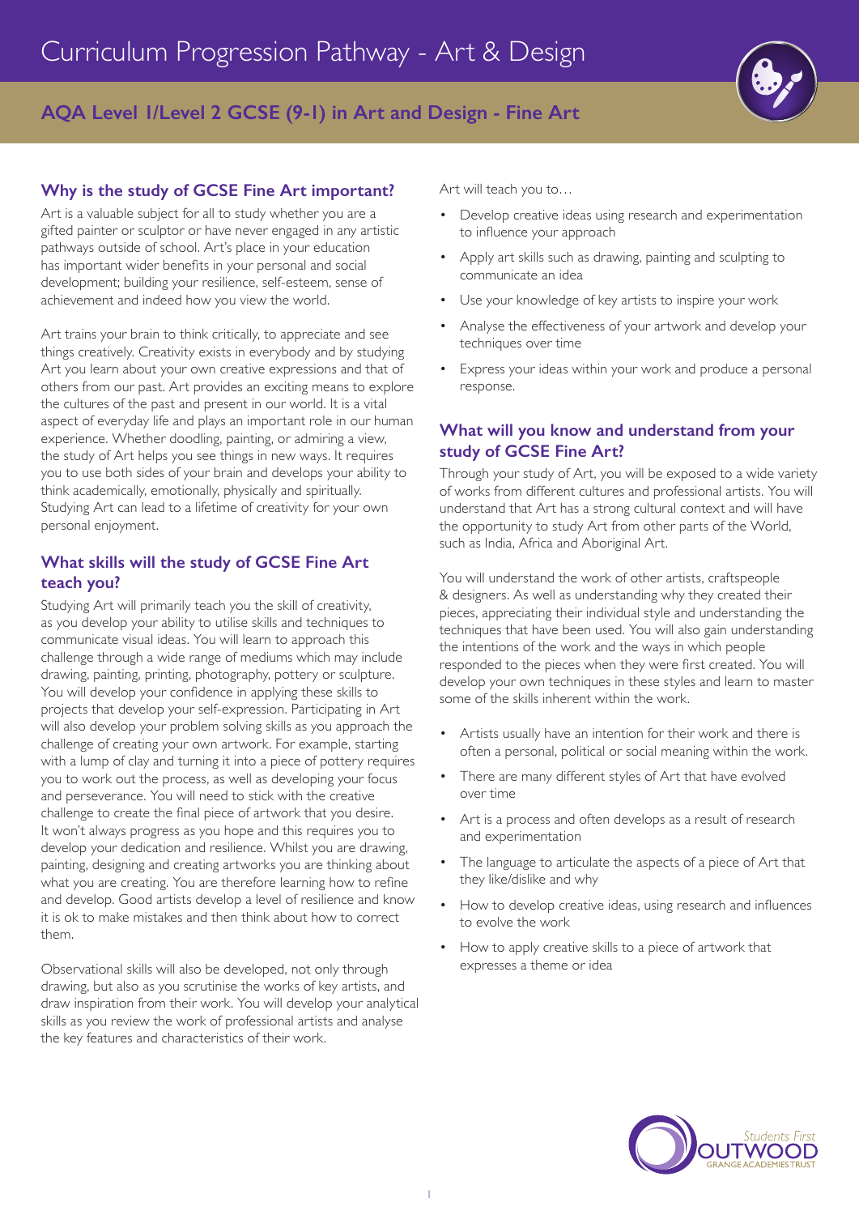# Curriculum Progression Pathway - Art & Design

## AQA Level 1/Level 2 GCSE (9-1) in Art and Design - Fine Art

### Why is the study of GCSE Fine Art important?

Art is a valuable subject for all to study whether you are a gifted painter or sculptor or have never engaged in any artistic pathways outside of school. Art's place in your education has important wider benefits in your personal and social development; building your resilience, self-esteem, sense of achievement and indeed how you view the world.

Art trains your brain to think critically, to appreciate and see things creatively. Creativity exists in everybody and by studying Art you learn about your own creative expressions and that of others from our past. Art provides an exciting means to explore the cultures of the past and present in our world. It is a vital aspect of everyday life and plays an important role in our human experience. Whether doodling, painting, or admiring a view, the study of Art helps you see things in new ways. It requires you to use both sides of your brain and develops your ability to think academically, emotionally, physically and spiritually. Studying Art can lead to a lifetime of creativity for your own personal enjoyment.

### What skills will the study of GCSE Fine Art teach you?

Studying Art will primarily teach you the skill of creativity, as you develop your ability to utilise skills and techniques to communicate visual ideas. You will learn to approach this challenge through a wide range of mediums which may include drawing, painting, printing, photography, pottery or sculpture. You will develop your confidence in applying these skills to projects that develop your self-expression. Participating in Art will also develop your problem solving skills as you approach the challenge of creating your own artwork. For example, starting with a lump of clay and turning it into a piece of pottery requires you to work out the process, as well as developing your focus and perseverance. You will need to stick with the creative challenge to create the final piece of artwork that you desire. It won't always progress as you hope and this requires you to develop your dedication and resilience. Whilst you are drawing, painting, designing and creating artworks you are thinking about what you are creating. You are therefore learning how to refine and develop. Good artists develop a level of resilience and know it is ok to make mistakes and then think about how to correct them.

Observational skills will also be developed, not only through drawing, but also as you scrutinise the works of key artists, and draw inspiration from their work. You will develop your analytical skills as you review the work of professional artists and analyse the key features and characteristics of their work.

Art will teach you to…

- Develop creative ideas using research and experimentation to influence your approach
- Apply art skills such as drawing, painting and sculpting to communicate an idea
- Use your knowledge of key artists to inspire your work
- Analyse the effectiveness of your artwork and develop your techniques over time
- Express your ideas within your work and produce a personal response.

### What will you know and understand from your study of GCSE Fine Art?

Through your study of Art, you will be exposed to a wide variety of works from different cultures and professional artists. You will understand that Art has a strong cultural context and will have the opportunity to study Art from other parts of the World, such as India, Africa and Aboriginal Art.

You will understand the work of other artists, craftspeople & designers. As well as understanding why they created their pieces, appreciating their individual style and understanding the techniques that have been used. You will also gain understanding the intentions of the work and the ways in which people responded to the pieces when they were first created. You will develop your own techniques in these styles and learn to master some of the skills inherent within the work.

- Artists usually have an intention for their work and there is often a personal, political or social meaning within the work.
- There are many different styles of Art that have evolved over time
- Art is a process and often develops as a result of research and experimentation
- The language to articulate the aspects of a piece of Art that they like/dislike and why
- How to develop creative ideas, using research and influences to evolve the work
- How to apply creative skills to a piece of artwork that expresses a theme or idea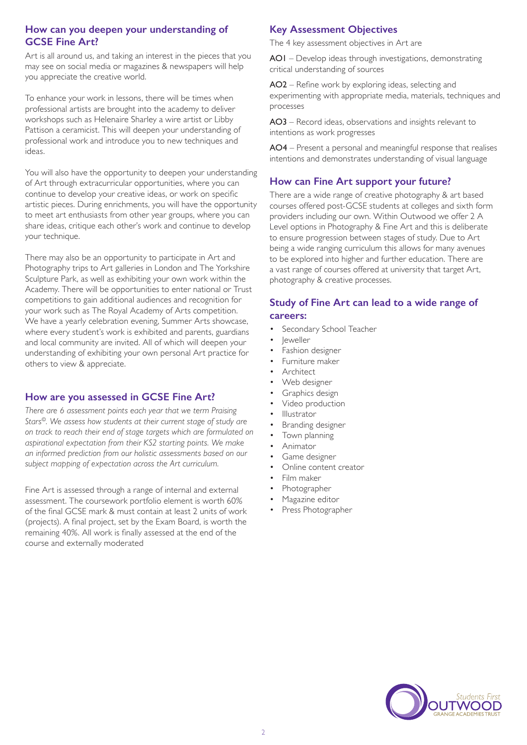## How can you deepen your understanding of GCSE Fine Art?

Art is all around us, and taking an interest in the pieces that you may see on social media or magazines & newspapers will help you appreciate the creative world.

To enhance your work in lessons, there will be times when professional artists are brought into the academy to deliver workshops such as Helenaire Sharley a wire artist or Libby Pattison a ceramicist. This will deepen your understanding of professional work and introduce you to new techniques and ideas.

You will also have the opportunity to deepen your understanding of Art through extracurricular opportunities, where you can continue to develop your creative ideas, or work on specific artistic pieces. During enrichments, you will have the opportunity to meet art enthusiasts from other year groups, where you can share ideas, critique each other's work and continue to develop your technique.

There may also be an opportunity to participate in Art and Photography trips to Art galleries in London and The Yorkshire Sculpture Park, as well as exhibiting your own work within the Academy. There will be opportunities to enter national or Trust competitions to gain additional audiences and recognition for your work such as The Royal Academy of Arts competition. We have a yearly celebration evening, Summer Arts showcase, where every student's work is exhibited and parents, guardians and local community are invited. All of which will deepen your understanding of exhibiting your own personal Art practice for others to view & appreciate.

## How are you assessed in GCSE Fine Art?

*There are 6 assessment points each year that we term Praising Stars©. We assess how students at their current stage of study are on track to reach their end of stage targets which are formulated on aspirational expectation from their KS2 starting points. We make an informed prediction from our holistic assessments based on our subject mapping of expectation across the Art curriculum.*

Fine Art is assessed through a range of internal and external assessment. The coursework portfolio element is worth 60% of the final GCSE mark & must contain at least 2 units of work (projects). A final project, set by the Exam Board, is worth the remaining 40%. All work is finally assessed at the end of the course and externally moderated

## Key Assessment Objectives

The 4 key assessment objectives in Art are

**AO1** – Develop ideas through investigations, demonstrating critical understanding of sources

**AO2** – Refine work by exploring ideas, selecting and experimenting with appropriate media, materials, techniques and processes

**AO3** – Record ideas, observations and insights relevant to intentions as work progresses

**AO4** – Present a personal and meaningful response that realises intentions and demonstrates understanding of visual language

## How can Fine Art support your future?

There are a wide range of creative photography & art based courses offered post-GCSE students at colleges and sixth form providers including our own. Within Outwood we offer 2 A Level options in Photography & Fine Art and this is deliberate to ensure progression between stages of study. Due to Art being a wide ranging curriculum this allows for many avenues to be explored into higher and further education. There are a vast range of courses offered at university that target Art, photography & creative processes.

## Study of Fine Art can lead to a wide range of careers:

- Secondary School Teacher
- Jeweller
- Fashion designer
- Furniture maker
- Architect
- Web designer
- Graphics design
- Video production
- Illustrator
- Branding designer
- Town planning
- Animator
- Game designer
- Online content creator
- Film maker
- Photographer
- Magazine editor
- Press Photographer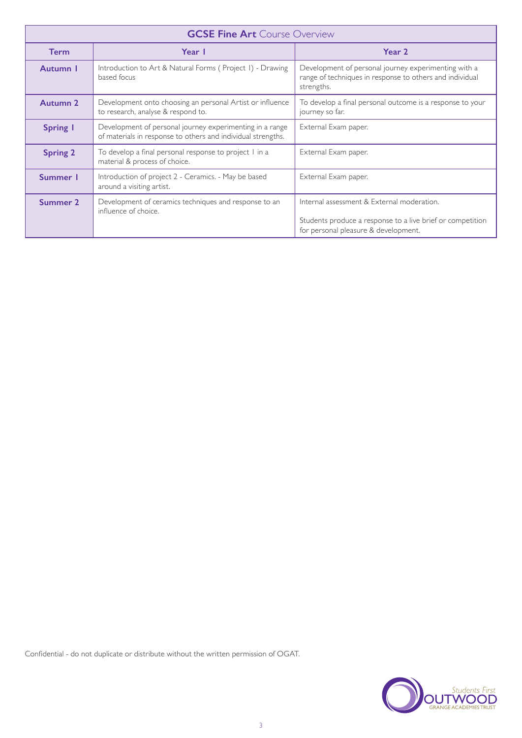| **GCSE Fine Art** Course Overview | | |
|---|---|---|
| **Term** | **Year 1** | **Year 2** |
| **Autumn 1** | Introduction to Art & Natural Forms ( Project 1) - Drawing based focus | Development of personal journey experimenting with a range of techniques in response to others and individual strengths. |
| **Autumn 2** | Development onto choosing an personal Artist or influence to research, analyse & respond to. | To develop a final personal outcome is a response to your journey so far. |
| **Spring 1** | Development of personal journey experimenting in a range of materials in response to others and individual strengths. | External Exam paper. |
| **Spring 2** | To develop a final personal response to project 1 in a material & process of choice. | External Exam paper. |
| **Summer 1** | Introduction of project 2 - Ceramics. - May be based around a visiting artist. | External Exam paper. |
| **Summer 2** | Development of ceramics techniques and response to an influence of choice. | Internal assessment & External moderation.<br><br>Students produce a response to a live brief or competition for personal pleasure & development. |

Confidential - do not duplicate or distribute without the written permission of OGAT.